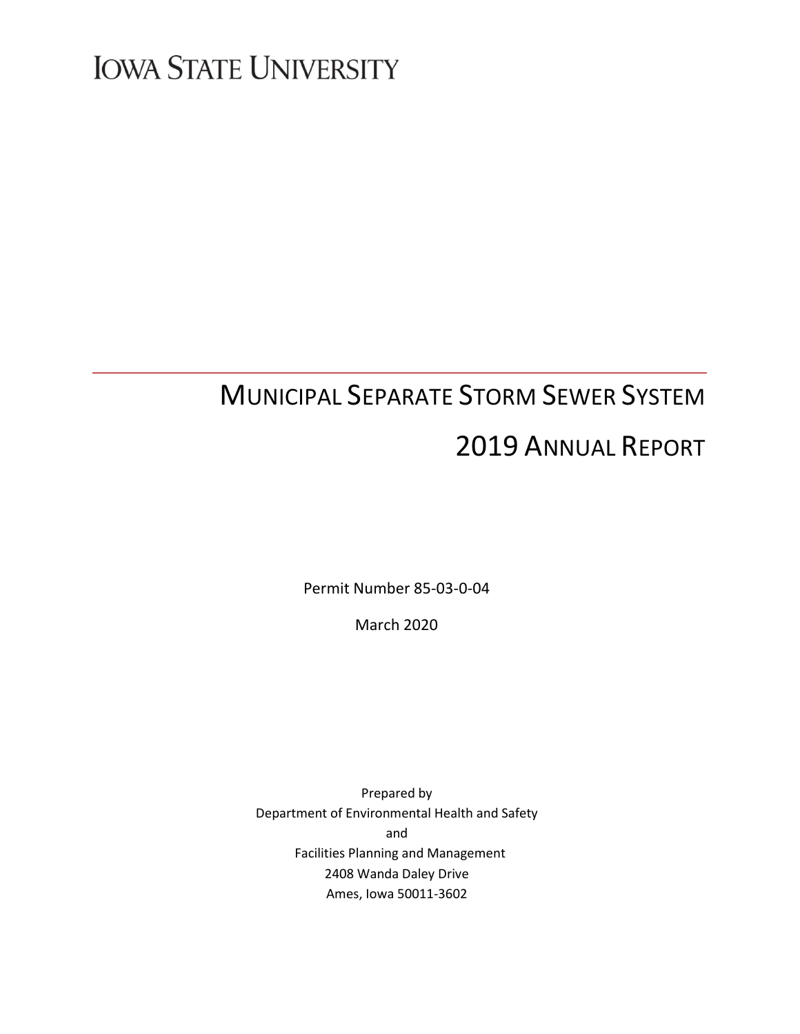IOWA STATE UNIVERSITY

# MUNICIPAL SEPARATE STORM SEWER SYSTEM

# 2019 ANNUAL REPORT

Permit Number 85-03-0-04

March 2020

Prepared by
Department of Environmental Health and Safety
and
Facilities Planning and Management
2408 Wanda Daley Drive
Ames, Iowa 50011-3602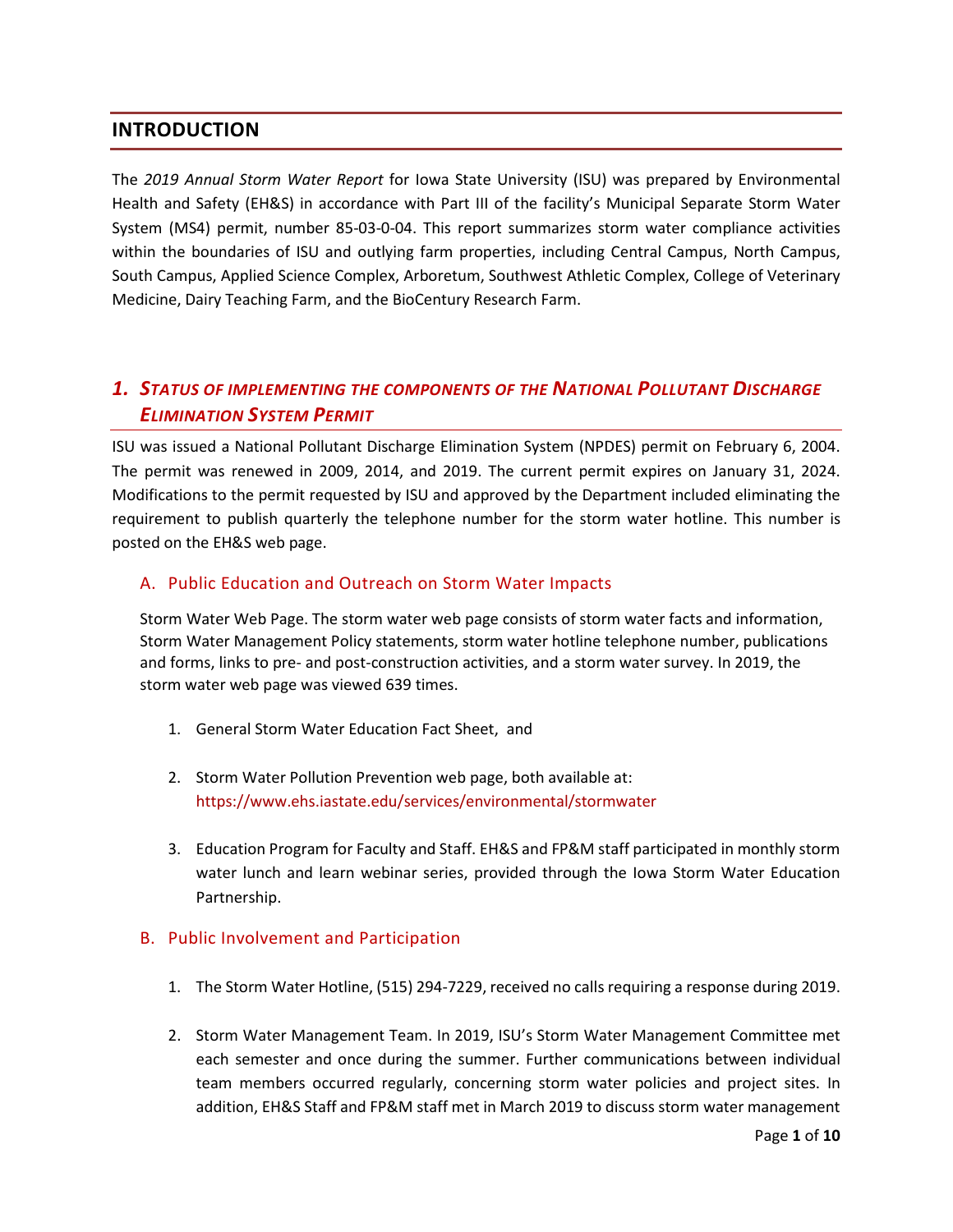## INTRODUCTION

The *2019 Annual Storm Water Report* for Iowa State University (ISU) was prepared by Environmental Health and Safety (EH&S) in accordance with Part III of the facility's Municipal Separate Storm Water System (MS4) permit, number 85-03-0-04. This report summarizes storm water compliance activities within the boundaries of ISU and outlying farm properties, including Central Campus, North Campus, South Campus, Applied Science Complex, Arboretum, Southwest Athletic Complex, College of Veterinary Medicine, Dairy Teaching Farm, and the BioCentury Research Farm.

## *1. Status of implementing the components of the National Pollutant Discharge Elimination System Permit*

ISU was issued a National Pollutant Discharge Elimination System (NPDES) permit on February 6, 2004. The permit was renewed in 2009, 2014, and 2019. The current permit expires on January 31, 2024. Modifications to the permit requested by ISU and approved by the Department included eliminating the requirement to publish quarterly the telephone number for the storm water hotline. This number is posted on the EH&S web page.

### A. Public Education and Outreach on Storm Water Impacts

Storm Water Web Page. The storm water web page consists of storm water facts and information, Storm Water Management Policy statements, storm water hotline telephone number, publications and forms, links to pre- and post-construction activities, and a storm water survey. In 2019, the storm water web page was viewed 639 times.

1. General Storm Water Education Fact Sheet, and
2. Storm Water Pollution Prevention web page, both available at: https://www.ehs.iastate.edu/services/environmental/stormwater
3. Education Program for Faculty and Staff. EH&S and FP&M staff participated in monthly storm water lunch and learn webinar series, provided through the Iowa Storm Water Education Partnership.

### B. Public Involvement and Participation

1. The Storm Water Hotline, (515) 294-7229, received no calls requiring a response during 2019.
2. Storm Water Management Team. In 2019, ISU's Storm Water Management Committee met each semester and once during the summer. Further communications between individual team members occurred regularly, concerning storm water policies and project sites. In addition, EH&S Staff and FP&M staff met in March 2019 to discuss storm water management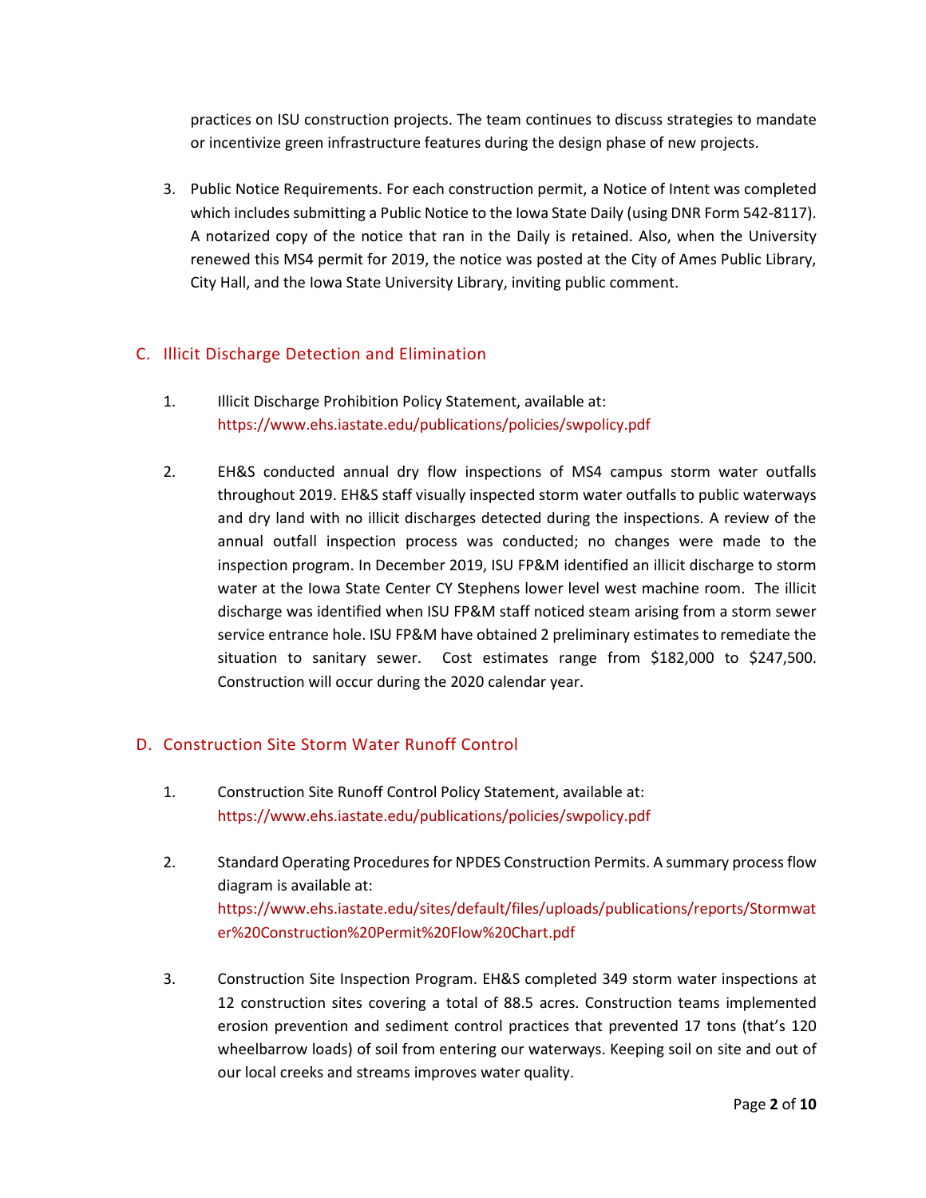practices on ISU construction projects. The team continues to discuss strategies to mandate or incentivize green infrastructure features during the design phase of new projects.

3. Public Notice Requirements. For each construction permit, a Notice of Intent was completed which includes submitting a Public Notice to the Iowa State Daily (using DNR Form 542-8117). A notarized copy of the notice that ran in the Daily is retained. Also, when the University renewed this MS4 permit for 2019, the notice was posted at the City of Ames Public Library, City Hall, and the Iowa State University Library, inviting public comment.

## C. Illicit Discharge Detection and Elimination

1. Illicit Discharge Prohibition Policy Statement, available at: https://www.ehs.iastate.edu/publications/policies/swpolicy.pdf

2. EH&S conducted annual dry flow inspections of MS4 campus storm water outfalls throughout 2019. EH&S staff visually inspected storm water outfalls to public waterways and dry land with no illicit discharges detected during the inspections. A review of the annual outfall inspection process was conducted; no changes were made to the inspection program. In December 2019, ISU FP&M identified an illicit discharge to storm water at the Iowa State Center CY Stephens lower level west machine room. The illicit discharge was identified when ISU FP&M staff noticed steam arising from a storm sewer service entrance hole. ISU FP&M have obtained 2 preliminary estimates to remediate the situation to sanitary sewer. Cost estimates range from $182,000 to $247,500. Construction will occur during the 2020 calendar year.

## D. Construction Site Storm Water Runoff Control

1. Construction Site Runoff Control Policy Statement, available at: https://www.ehs.iastate.edu/publications/policies/swpolicy.pdf

2. Standard Operating Procedures for NPDES Construction Permits. A summary process flow diagram is available at: https://www.ehs.iastate.edu/sites/default/files/uploads/publications/reports/Stormwater%20Construction%20Permit%20Flow%20Chart.pdf

3. Construction Site Inspection Program. EH&S completed 349 storm water inspections at 12 construction sites covering a total of 88.5 acres. Construction teams implemented erosion prevention and sediment control practices that prevented 17 tons (that's 120 wheelbarrow loads) of soil from entering our waterways. Keeping soil on site and out of our local creeks and streams improves water quality.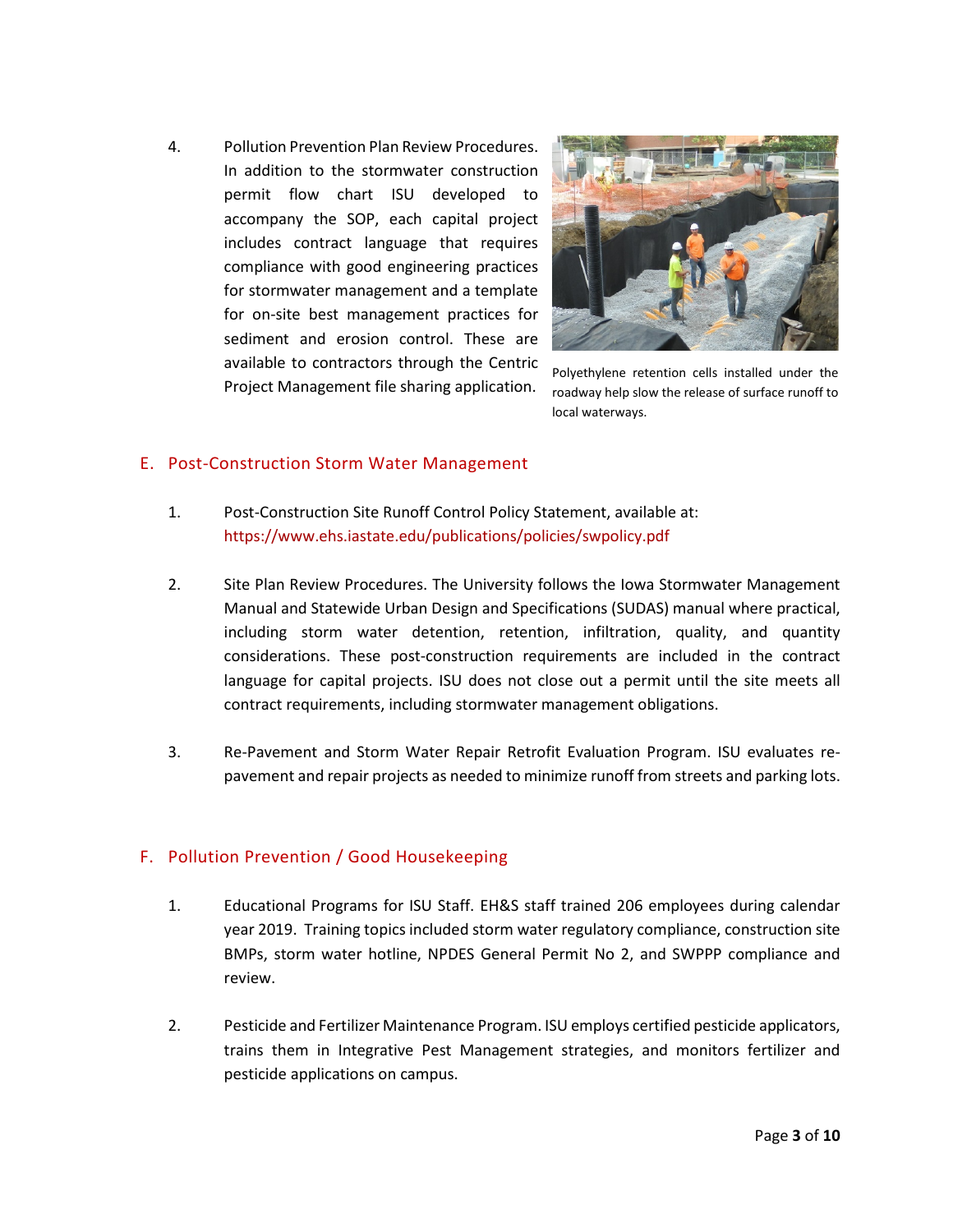4. Pollution Prevention Plan Review Procedures. In addition to the stormwater construction permit flow chart ISU developed to accompany the SOP, each capital project includes contract language that requires compliance with good engineering practices for stormwater management and a template for on-site best management practices for sediment and erosion control. These are available to contractors through the Centric Project Management file sharing application.

Polyethylene retention cells installed under the roadway help slow the release of surface runoff to local waterways.

## E. Post-Construction Storm Water Management

1. Post-Construction Site Runoff Control Policy Statement, available at: https://www.ehs.iastate.edu/publications/policies/swpolicy.pdf

2. Site Plan Review Procedures. The University follows the Iowa Stormwater Management Manual and Statewide Urban Design and Specifications (SUDAS) manual where practical, including storm water detention, retention, infiltration, quality, and quantity considerations. These post-construction requirements are included in the contract language for capital projects. ISU does not close out a permit until the site meets all contract requirements, including stormwater management obligations.

3. Re-Pavement and Storm Water Repair Retrofit Evaluation Program. ISU evaluates re-pavement and repair projects as needed to minimize runoff from streets and parking lots.

## F. Pollution Prevention / Good Housekeeping

1. Educational Programs for ISU Staff. EH&S staff trained 206 employees during calendar year 2019. Training topics included storm water regulatory compliance, construction site BMPs, storm water hotline, NPDES General Permit No 2, and SWPPP compliance and review.

2. Pesticide and Fertilizer Maintenance Program. ISU employs certified pesticide applicators, trains them in Integrative Pest Management strategies, and monitors fertilizer and pesticide applications on campus.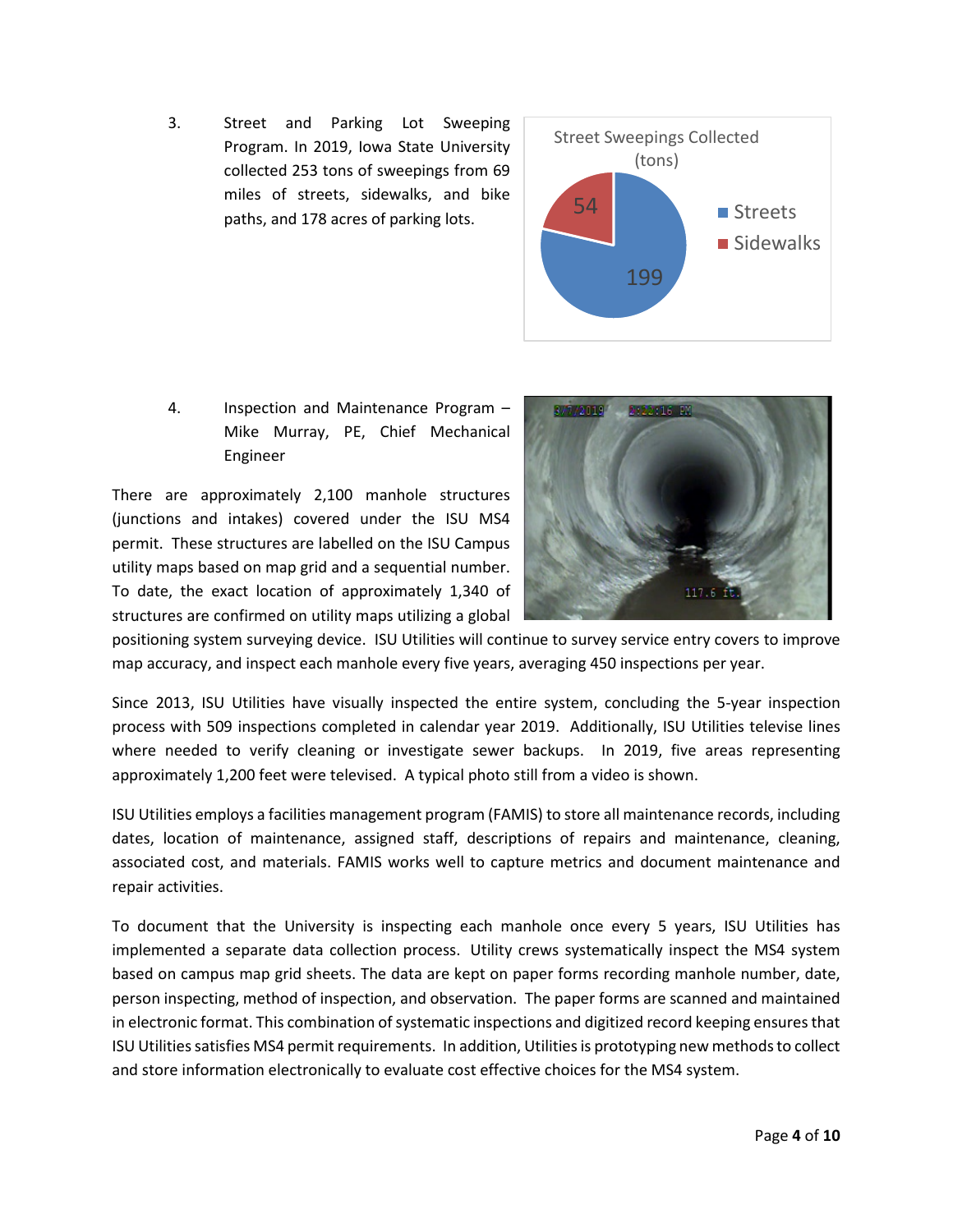3. Street and Parking Lot Sweeping Program. In 2019, Iowa State University collected 253 tons of sweepings from 69 miles of streets, sidewalks, and bike paths, and 178 acres of parking lots.

4. Inspection and Maintenance Program – Mike Murray, PE, Chief Mechanical Engineer

There are approximately 2,100 manhole structures (junctions and intakes) covered under the ISU MS4 permit. These structures are labelled on the ISU Campus utility maps based on map grid and a sequential number. To date, the exact location of approximately 1,340 of structures are confirmed on utility maps utilizing a global positioning system surveying device. ISU Utilities will continue to survey service entry covers to improve map accuracy, and inspect each manhole every five years, averaging 450 inspections per year.

Since 2013, ISU Utilities have visually inspected the entire system, concluding the 5-year inspection process with 509 inspections completed in calendar year 2019. Additionally, ISU Utilities televise lines where needed to verify cleaning or investigate sewer backups. In 2019, five areas representing approximately 1,200 feet were televised. A typical photo still from a video is shown.

ISU Utilities employs a facilities management program (FAMIS) to store all maintenance records, including dates, location of maintenance, assigned staff, descriptions of repairs and maintenance, cleaning, associated cost, and materials. FAMIS works well to capture metrics and document maintenance and repair activities.

To document that the University is inspecting each manhole once every 5 years, ISU Utilities has implemented a separate data collection process. Utility crews systematically inspect the MS4 system based on campus map grid sheets. The data are kept on paper forms recording manhole number, date, person inspecting, method of inspection, and observation. The paper forms are scanned and maintained in electronic format. This combination of systematic inspections and digitized record keeping ensures that ISU Utilities satisfies MS4 permit requirements. In addition, Utilities is prototyping new methods to collect and store information electronically to evaluate cost effective choices for the MS4 system.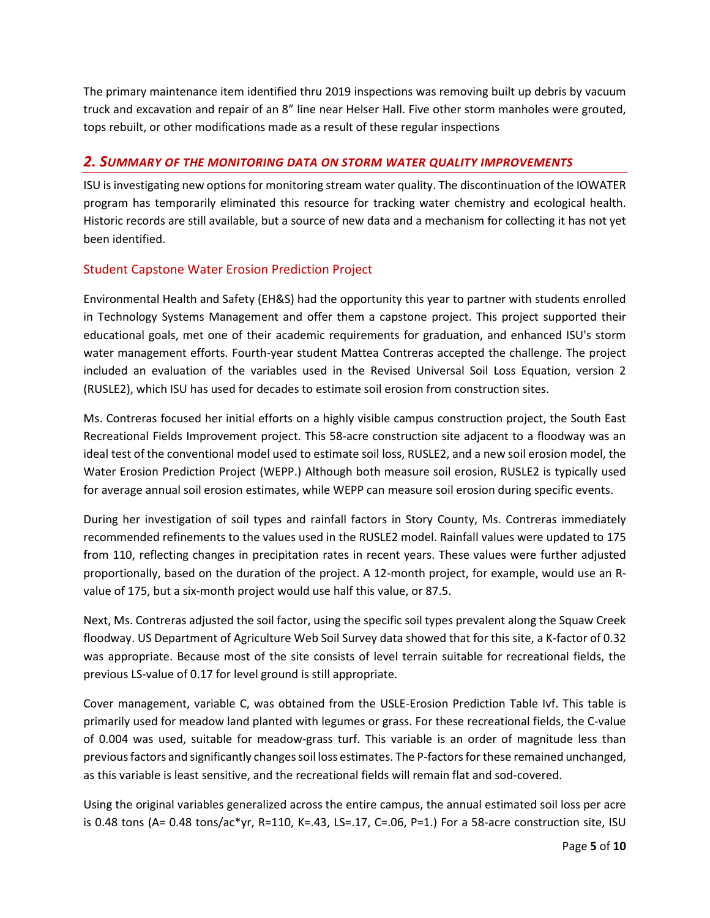The primary maintenance item identified thru 2019 inspections was removing built up debris by vacuum truck and excavation and repair of an 8" line near Helser Hall. Five other storm manholes were grouted, tops rebuilt, or other modifications made as a result of these regular inspections

## *2. SUMMARY OF THE MONITORING DATA ON STORM WATER QUALITY IMPROVEMENTS*

ISU is investigating new options for monitoring stream water quality. The discontinuation of the IOWATER program has temporarily eliminated this resource for tracking water chemistry and ecological health. Historic records are still available, but a source of new data and a mechanism for collecting it has not yet been identified.

### Student Capstone Water Erosion Prediction Project

Environmental Health and Safety (EH&S) had the opportunity this year to partner with students enrolled in Technology Systems Management and offer them a capstone project. This project supported their educational goals, met one of their academic requirements for graduation, and enhanced ISU's storm water management efforts. Fourth-year student Mattea Contreras accepted the challenge. The project included an evaluation of the variables used in the Revised Universal Soil Loss Equation, version 2 (RUSLE2), which ISU has used for decades to estimate soil erosion from construction sites.

Ms. Contreras focused her initial efforts on a highly visible campus construction project, the South East Recreational Fields Improvement project. This 58-acre construction site adjacent to a floodway was an ideal test of the conventional model used to estimate soil loss, RUSLE2, and a new soil erosion model, the Water Erosion Prediction Project (WEPP.) Although both measure soil erosion, RUSLE2 is typically used for average annual soil erosion estimates, while WEPP can measure soil erosion during specific events.

During her investigation of soil types and rainfall factors in Story County, Ms. Contreras immediately recommended refinements to the values used in the RUSLE2 model. Rainfall values were updated to 175 from 110, reflecting changes in precipitation rates in recent years. These values were further adjusted proportionally, based on the duration of the project. A 12-month project, for example, would use an R-value of 175, but a six-month project would use half this value, or 87.5.

Next, Ms. Contreras adjusted the soil factor, using the specific soil types prevalent along the Squaw Creek floodway. US Department of Agriculture Web Soil Survey data showed that for this site, a K-factor of 0.32 was appropriate. Because most of the site consists of level terrain suitable for recreational fields, the previous LS-value of 0.17 for level ground is still appropriate.

Cover management, variable C, was obtained from the USLE-Erosion Prediction Table Ivf. This table is primarily used for meadow land planted with legumes or grass. For these recreational fields, the C-value of 0.004 was used, suitable for meadow-grass turf. This variable is an order of magnitude less than previous factors and significantly changes soil loss estimates. The P-factors for these remained unchanged, as this variable is least sensitive, and the recreational fields will remain flat and sod-covered.

Using the original variables generalized across the entire campus, the annual estimated soil loss per acre is 0.48 tons (A= 0.48 tons/ac*yr, R=110, K=.43, LS=.17, C=.06, P=1.) For a 58-acre construction site, ISU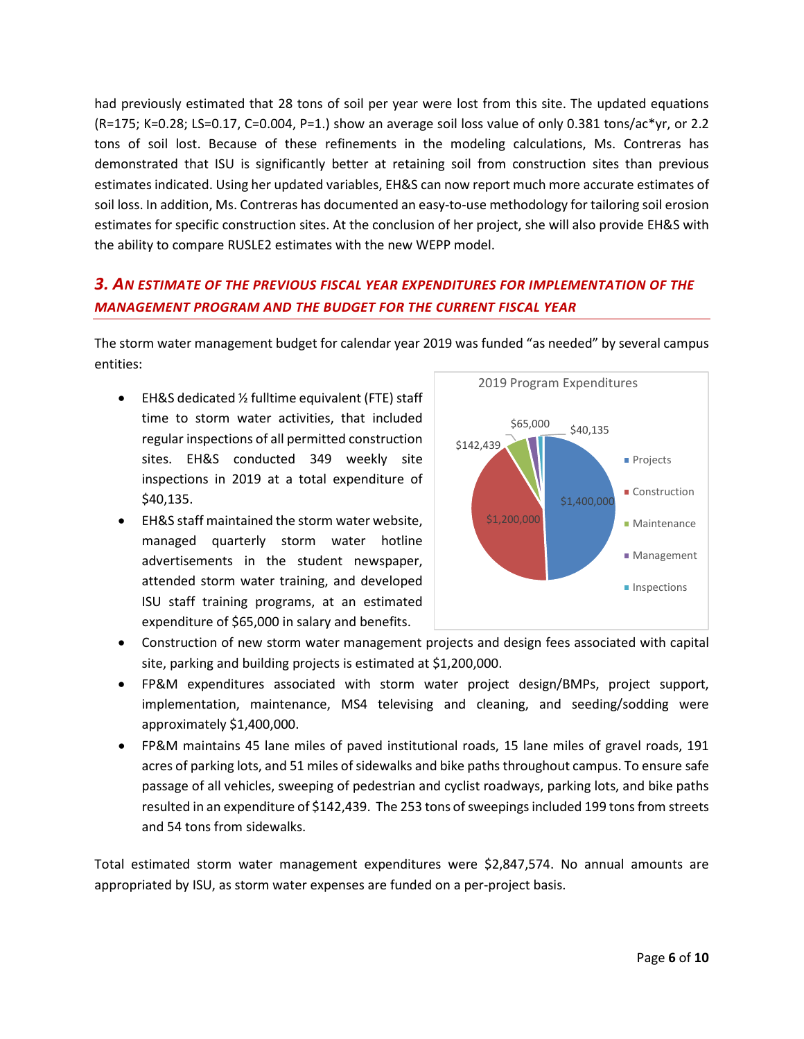had previously estimated that 28 tons of soil per year were lost from this site. The updated equations (R=175; K=0.28; LS=0.17, C=0.004, P=1.) show an average soil loss value of only 0.381 tons/ac*yr, or 2.2 tons of soil lost. Because of these refinements in the modeling calculations, Ms. Contreras has demonstrated that ISU is significantly better at retaining soil from construction sites than previous estimates indicated. Using her updated variables, EH&S can now report much more accurate estimates of soil loss. In addition, Ms. Contreras has documented an easy-to-use methodology for tailoring soil erosion estimates for specific construction sites. At the conclusion of her project, she will also provide EH&S with the ability to compare RUSLE2 estimates with the new WEPP model.

## *3. An estimate of the previous fiscal year expenditures for implementation of the management program and the budget for the current fiscal year*

The storm water management budget for calendar year 2019 was funded "as needed" by several campus entities:

- EH&S dedicated ½ fulltime equivalent (FTE) staff time to storm water activities, that included regular inspections of all permitted construction sites. EH&S conducted 349 weekly site inspections in 2019 at a total expenditure of $40,135.
- EH&S staff maintained the storm water website, managed quarterly storm water hotline advertisements in the student newspaper, attended storm water training, and developed ISU staff training programs, at an estimated expenditure of $65,000 in salary and benefits.
- Construction of new storm water management projects and design fees associated with capital site, parking and building projects is estimated at $1,200,000.
- FP&M expenditures associated with storm water project design/BMPs, project support, implementation, maintenance, MS4 televising and cleaning, and seeding/sodding were approximately $1,400,000.
- FP&M maintains 45 lane miles of paved institutional roads, 15 lane miles of gravel roads, 191 acres of parking lots, and 51 miles of sidewalks and bike paths throughout campus. To ensure safe passage of all vehicles, sweeping of pedestrian and cyclist roadways, parking lots, and bike paths resulted in an expenditure of $142,439. The 253 tons of sweepings included 199 tons from streets and 54 tons from sidewalks.

2019 Program Expenditures

| Category | Expenditure |
|---|---|
| Projects | $1,400,000 |
| Construction | $1,200,000 |
| Maintenance | $142,439 |
| Management | $65,000 |
| Inspections | $40,135 |

Total estimated storm water management expenditures were $2,847,574. No annual amounts are appropriated by ISU, as storm water expenses are funded on a per-project basis.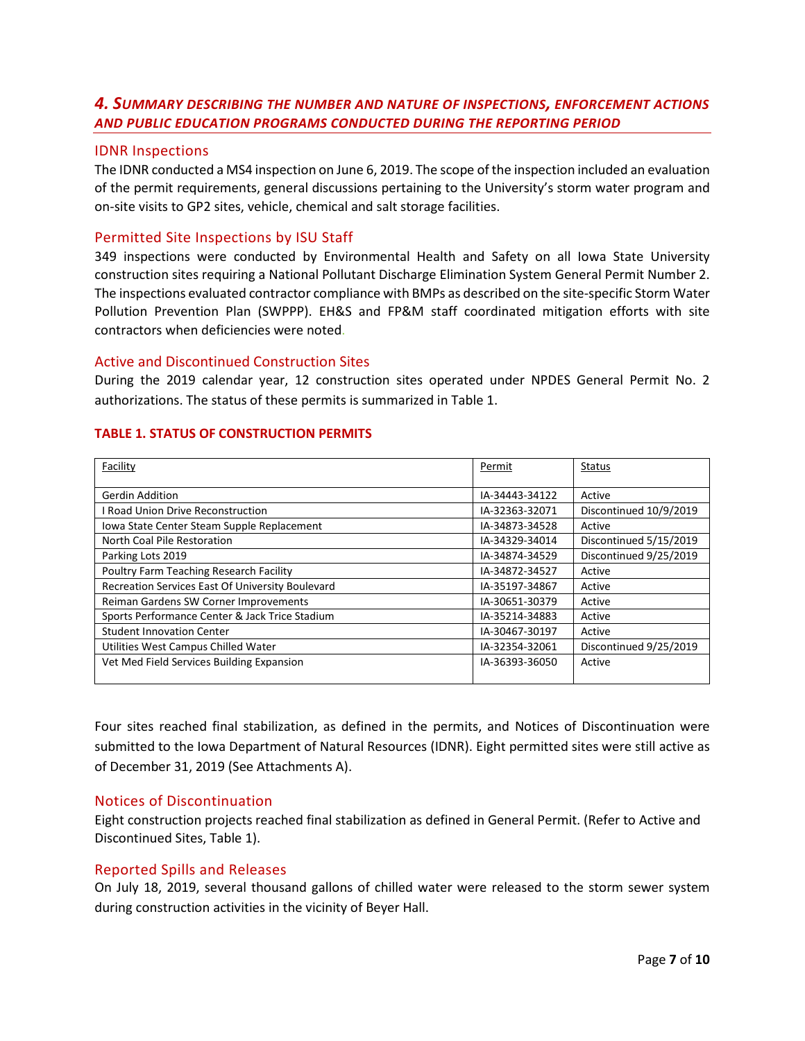## *4. Summary describing the number and nature of inspections, enforcement actions and public education programs conducted during the reporting period*

### IDNR Inspections

The IDNR conducted a MS4 inspection on June 6, 2019. The scope of the inspection included an evaluation of the permit requirements, general discussions pertaining to the University's storm water program and on-site visits to GP2 sites, vehicle, chemical and salt storage facilities.

### Permitted Site Inspections by ISU Staff

349 inspections were conducted by Environmental Health and Safety on all Iowa State University construction sites requiring a National Pollutant Discharge Elimination System General Permit Number 2. The inspections evaluated contractor compliance with BMPs as described on the site-specific Storm Water Pollution Prevention Plan (SWPPP). EH&S and FP&M staff coordinated mitigation efforts with site contractors when deficiencies were noted.

### Active and Discontinued Construction Sites

During the 2019 calendar year, 12 construction sites operated under NPDES General Permit No. 2 authorizations. The status of these permits is summarized in Table 1.

**TABLE 1. STATUS OF CONSTRUCTION PERMITS**

| Facility | Permit | Status |
|---|---|---|
| Gerdin Addition | IA-34443-34122 | Active |
| I Road Union Drive Reconstruction | IA-32363-32071 | Discontinued 10/9/2019 |
| Iowa State Center Steam Supple Replacement | IA-34873-34528 | Active |
| North Coal Pile Restoration | IA-34329-34014 | Discontinued 5/15/2019 |
| Parking Lots 2019 | IA-34874-34529 | Discontinued 9/25/2019 |
| Poultry Farm Teaching Research Facility | IA-34872-34527 | Active |
| Recreation Services East Of University Boulevard | IA-35197-34867 | Active |
| Reiman Gardens SW Corner Improvements | IA-30651-30379 | Active |
| Sports Performance Center & Jack Trice Stadium | IA-35214-34883 | Active |
| Student Innovation Center | IA-30467-30197 | Active |
| Utilities West Campus Chilled Water | IA-32354-32061 | Discontinued 9/25/2019 |
| Vet Med Field Services Building Expansion | IA-36393-36050 | Active |

Four sites reached final stabilization, as defined in the permits, and Notices of Discontinuation were submitted to the Iowa Department of Natural Resources (IDNR). Eight permitted sites were still active as of December 31, 2019 (See Attachments A).

### Notices of Discontinuation

Eight construction projects reached final stabilization as defined in General Permit. (Refer to Active and Discontinued Sites, Table 1).

### Reported Spills and Releases

On July 18, 2019, several thousand gallons of chilled water were released to the storm sewer system during construction activities in the vicinity of Beyer Hall.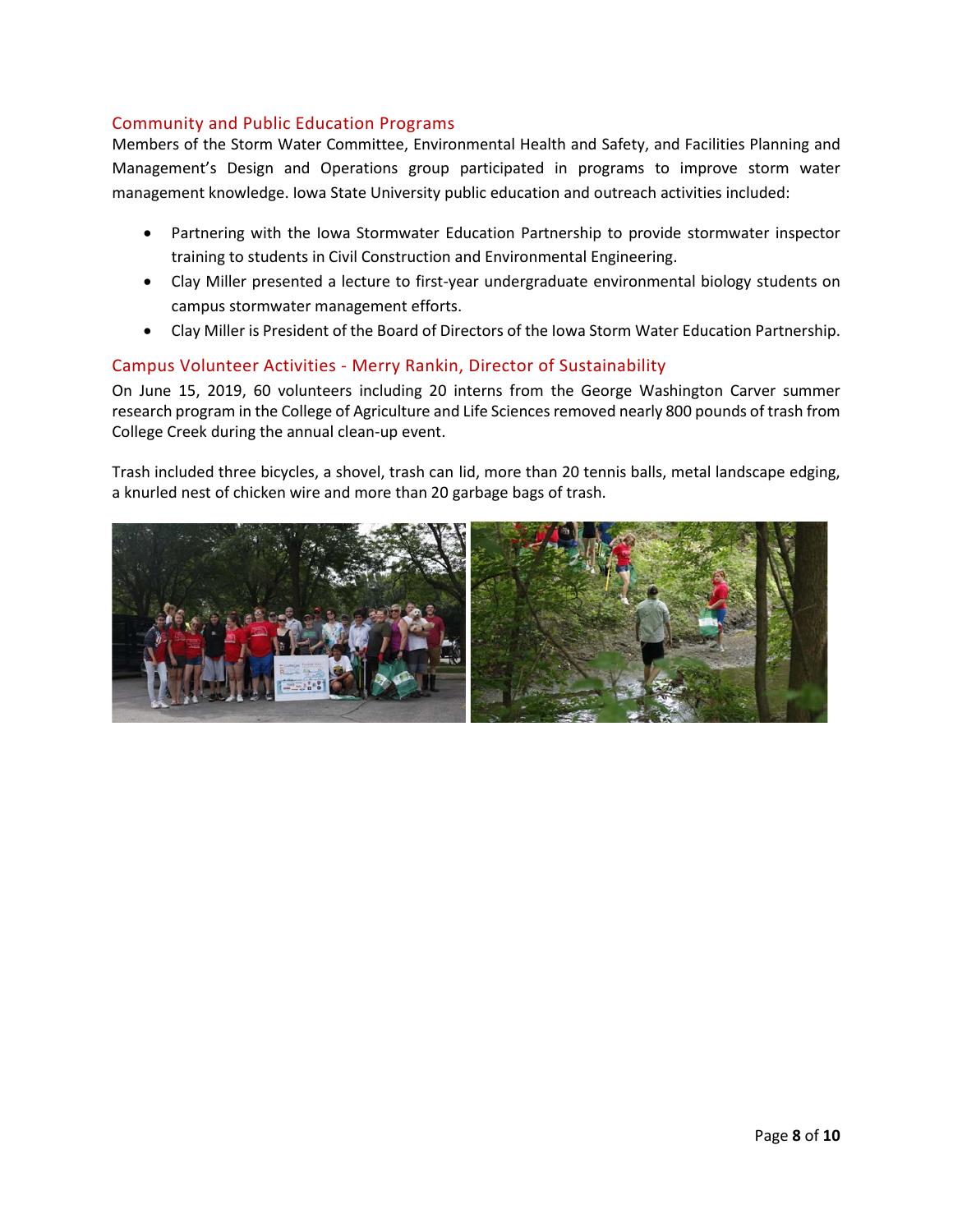### Community and Public Education Programs

Members of the Storm Water Committee, Environmental Health and Safety, and Facilities Planning and Management's Design and Operations group participated in programs to improve storm water management knowledge. Iowa State University public education and outreach activities included:

- Partnering with the Iowa Stormwater Education Partnership to provide stormwater inspector training to students in Civil Construction and Environmental Engineering.
- Clay Miller presented a lecture to first-year undergraduate environmental biology students on campus stormwater management efforts.
- Clay Miller is President of the Board of Directors of the Iowa Storm Water Education Partnership.

### Campus Volunteer Activities - Merry Rankin, Director of Sustainability

On June 15, 2019, 60 volunteers including 20 interns from the George Washington Carver summer research program in the College of Agriculture and Life Sciences removed nearly 800 pounds of trash from College Creek during the annual clean-up event.

Trash included three bicycles, a shovel, trash can lid, more than 20 tennis balls, metal landscape edging, a knurled nest of chicken wire and more than 20 garbage bags of trash.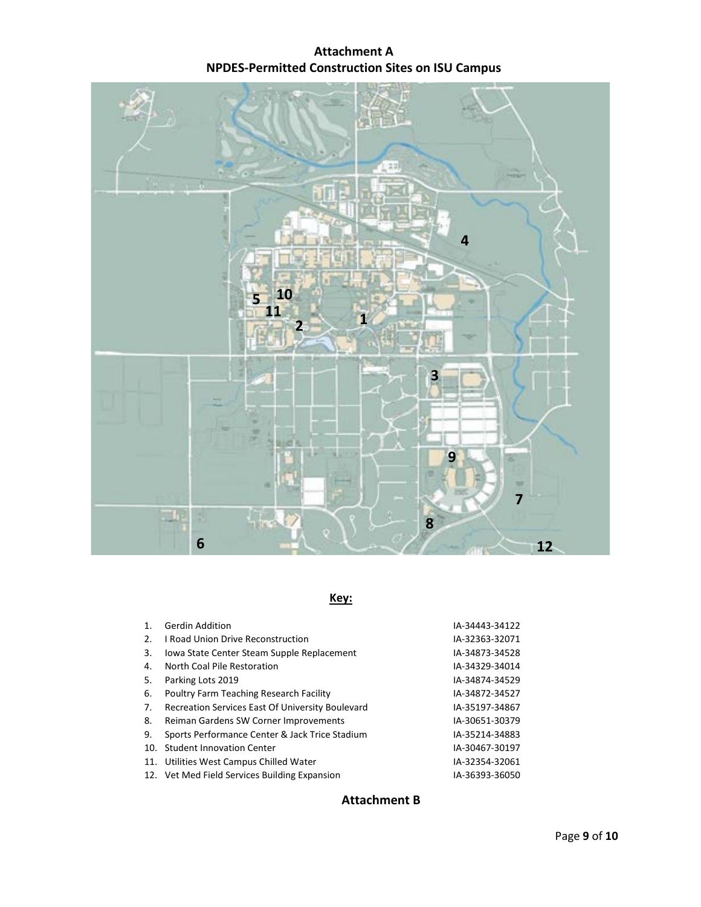# Attachment A
## NPDES-Permitted Construction Sites on ISU Campus

## Key:

1. Gerdin Addition IA-34443-34122
2. I Road Union Drive Reconstruction IA-32363-32071
3. Iowa State Center Steam Supple Replacement IA-34873-34528
4. North Coal Pile Restoration IA-34329-34014
5. Parking Lots 2019 IA-34874-34529
6. Poultry Farm Teaching Research Facility IA-34872-34527
7. Recreation Services East Of University Boulevard IA-35197-34867
8. Reiman Gardens SW Corner Improvements IA-30651-30379
9. Sports Performance Center & Jack Trice Stadium IA-35214-34883
10. Student Innovation Center IA-30467-30197
11. Utilities West Campus Chilled Water IA-32354-32061
12. Vet Med Field Services Building Expansion IA-36393-36050

# Attachment B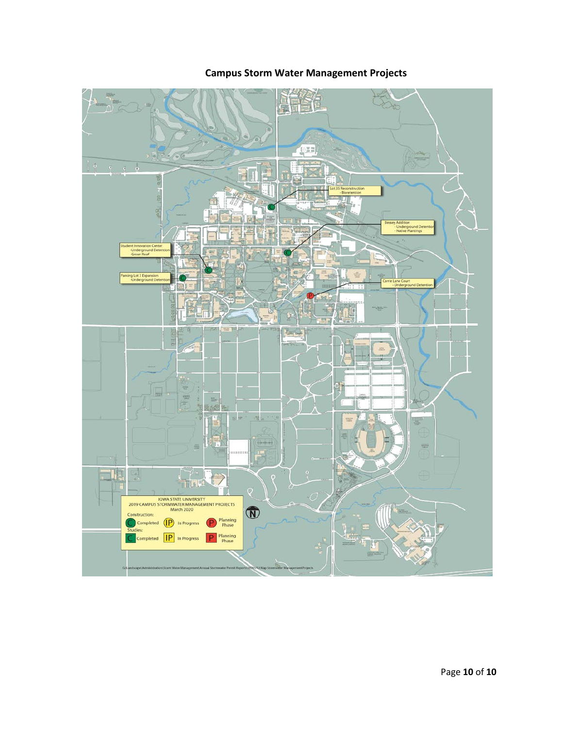## Campus Storm Water Management Projects

Lot 35 Reconstruction
- Bioretention

Bessey Addition
- Underground Detention
- Native Plantings

Student Innovation Center
- Underground Detention
- Green Roof

Parking Lot 1 Expansion
- Underground Detention

Carrie Lane Court
- Underground Detention

IOWA STATE UNIVERSITY
2019 CAMPUS STORMWATER MANAGEMENT PROJECTS
March 2020

Construction:
C Completed
IP In Progress
P Planning Phase

Studies:
C Completed
IP In Progress
P Planning Phase

G:\Landscape\Administration\Storm Water Management\Annual Stormwater Permit Reports\2019\SJ Map Stormwater Management Projects